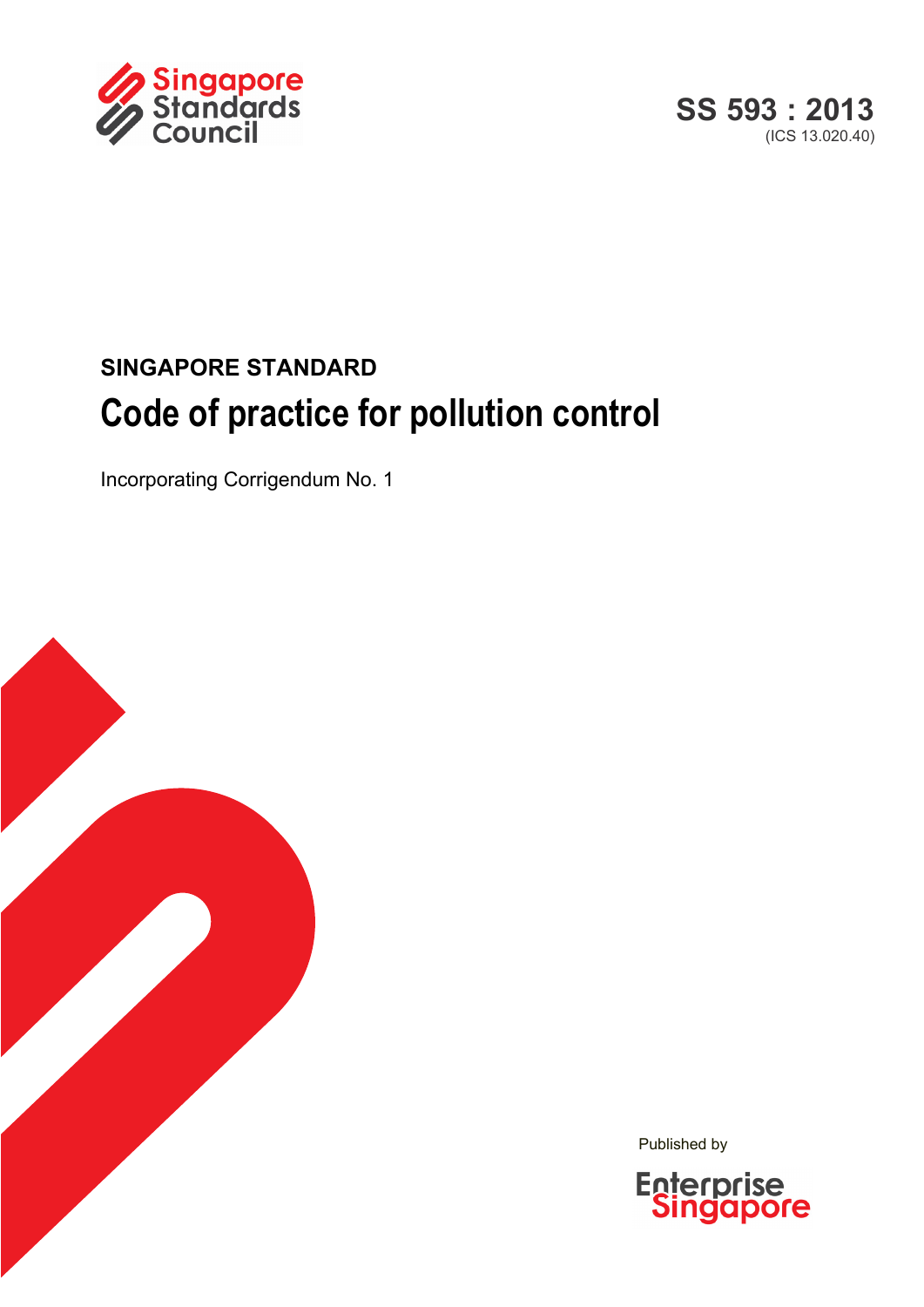Singapore Standards Council

SS 593 : 2013
(ICS 13.020.40)

SINGAPORE STANDARD

# Code of practice for pollution control

Incorporating Corrigendum No. 1

Published by

Enterprise Singapore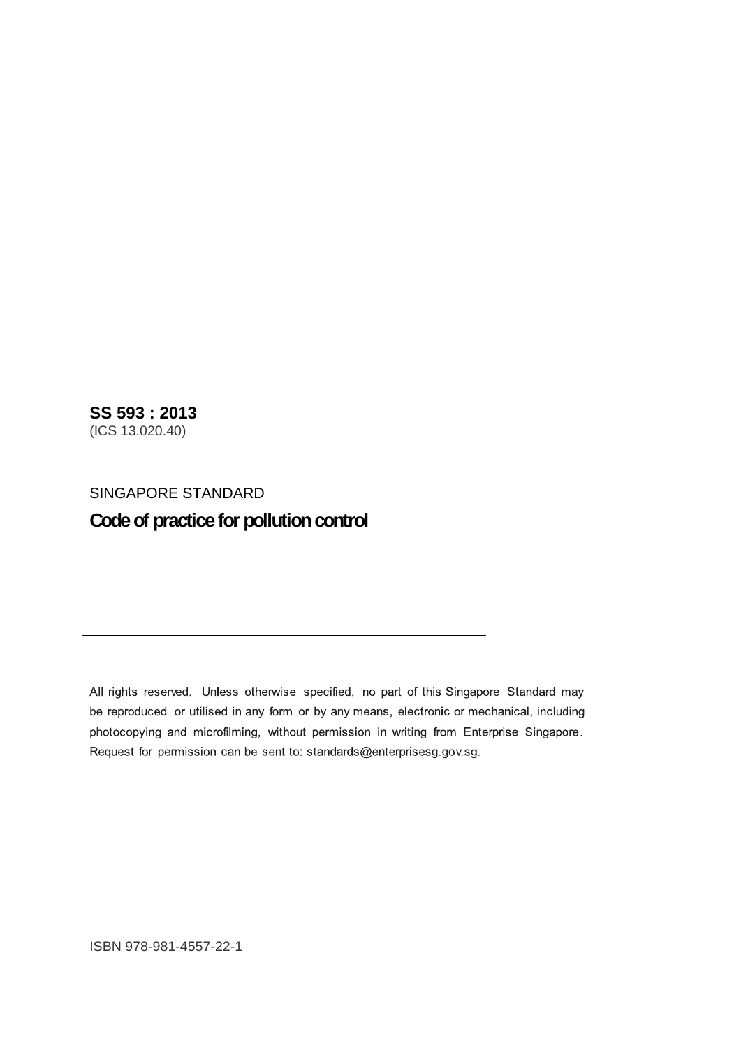**SS 593 : 2013**
(ICS 13.020.40)

SINGAPORE STANDARD

# Code of practice for pollution control

All rights reserved. Unless otherwise specified, no part of this Singapore Standard may be reproduced or utilised in any form or by any means, electronic or mechanical, including photocopying and microfilming, without permission in writing from Enterprise Singapore. Request for permission can be sent to: standards@enterprisesg.gov.sg.

ISBN 978-981-4557-22-1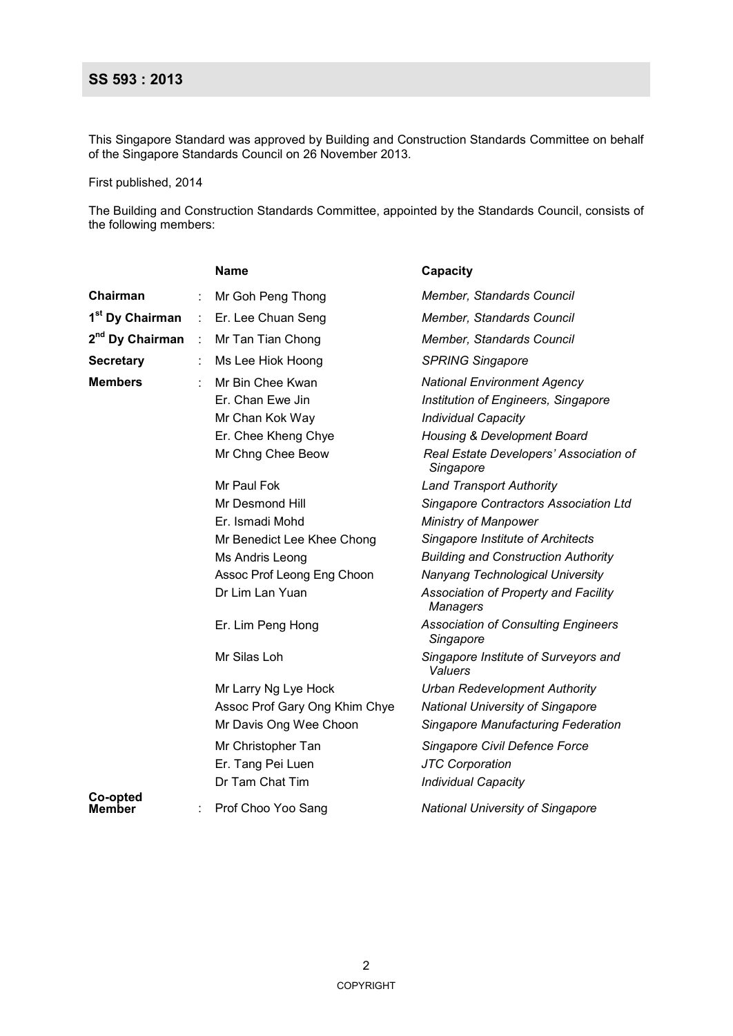## SS 593 : 2013

This Singapore Standard was approved by Building and Construction Standards Committee on behalf of the Singapore Standards Council on 26 November 2013.

First published, 2014

The Building and Construction Standards Committee, appointed by the Standards Council, consists of the following members:

| | | Name | Capacity |
|---|---|---|---|
| **Chairman** | : | Mr Goh Peng Thong | *Member, Standards Council* |
| **1st Dy Chairman** | : | Er. Lee Chuan Seng | *Member, Standards Council* |
| **2nd Dy Chairman** | : | Mr Tan Tian Chong | *Member, Standards Council* |
| **Secretary** | : | Ms Lee Hiok Hoong | *SPRING Singapore* |
| **Members** | : | Mr Bin Chee Kwan | *National Environment Agency* |
| | | Er. Chan Ewe Jin | *Institution of Engineers, Singapore* |
| | | Mr Chan Kok Way | *Individual Capacity* |
| | | Er. Chee Kheng Chye | *Housing & Development Board* |
| | | Mr Chng Chee Beow | *Real Estate Developers' Association of Singapore* |
| | | Mr Paul Fok | *Land Transport Authority* |
| | | Mr Desmond Hill | *Singapore Contractors Association Ltd* |
| | | Er. Ismadi Mohd | *Ministry of Manpower* |
| | | Mr Benedict Lee Khee Chong | *Singapore Institute of Architects* |
| | | Ms Andris Leong | *Building and Construction Authority* |
| | | Assoc Prof Leong Eng Choon | *Nanyang Technological University* |
| | | Dr Lim Lan Yuan | *Association of Property and Facility Managers* |
| | | Er. Lim Peng Hong | *Association of Consulting Engineers Singapore* |
| | | Mr Silas Loh | *Singapore Institute of Surveyors and Valuers* |
| | | Mr Larry Ng Lye Hock | *Urban Redevelopment Authority* |
| | | Assoc Prof Gary Ong Khim Chye | *National University of Singapore* |
| | | Mr Davis Ong Wee Choon | *Singapore Manufacturing Federation* |
| | | Mr Christopher Tan | *Singapore Civil Defence Force* |
| | | Er. Tang Pei Luen | *JTC Corporation* |
| | | Dr Tam Chat Tim | *Individual Capacity* |
| **Co-opted Member** | : | Prof Choo Yoo Sang | *National University of Singapore* |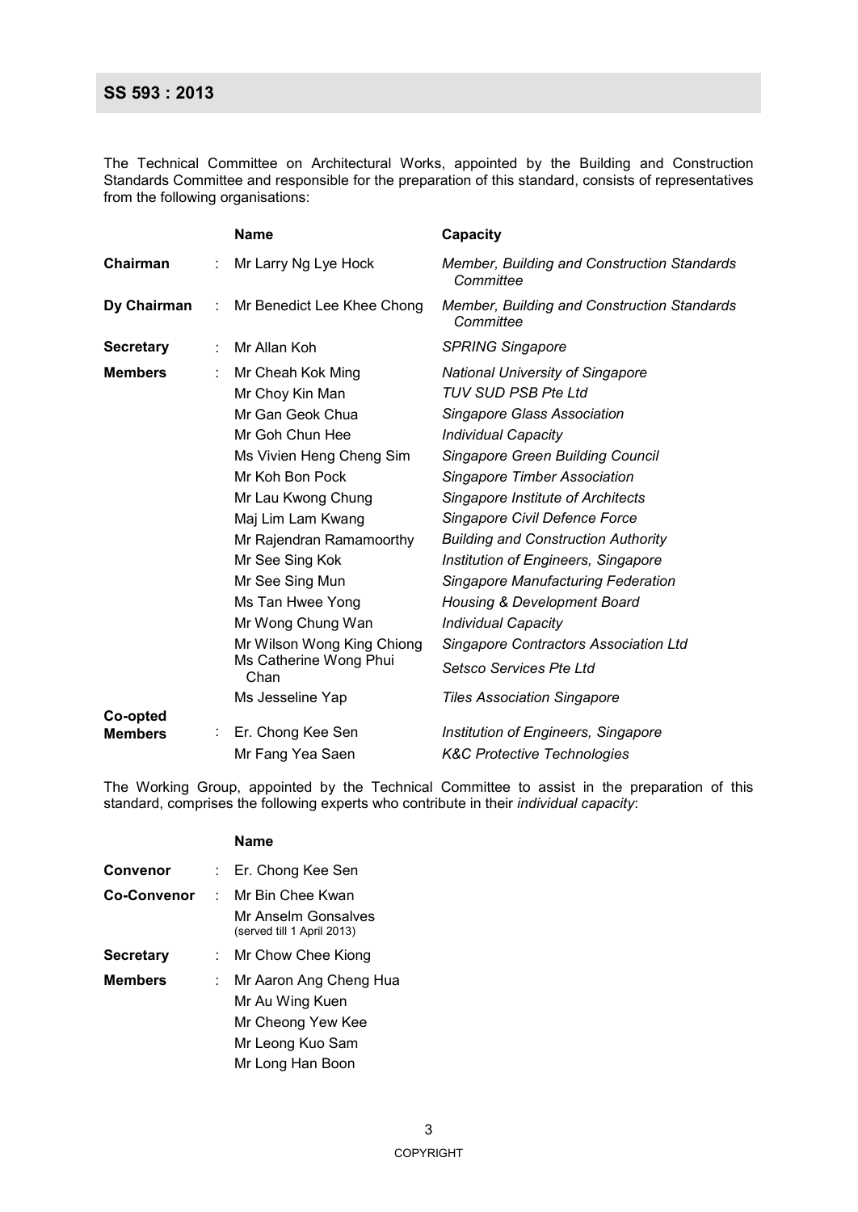The Technical Committee on Architectural Works, appointed by the Building and Construction Standards Committee and responsible for the preparation of this standard, consists of representatives from the following organisations:

| | | Name | Capacity |
|---|---|---|---|
| **Chairman** | : | Mr Larry Ng Lye Hock | *Member, Building and Construction Standards Committee* |
| **Dy Chairman** | : | Mr Benedict Lee Khee Chong | *Member, Building and Construction Standards Committee* |
| **Secretary** | : | Mr Allan Koh | *SPRING Singapore* |
| **Members** | : | Mr Cheah Kok Ming | *National University of Singapore* |
| | | Mr Choy Kin Man | *TUV SUD PSB Pte Ltd* |
| | | Mr Gan Geok Chua | *Singapore Glass Association* |
| | | Mr Goh Chun Hee | *Individual Capacity* |
| | | Ms Vivien Heng Cheng Sim | *Singapore Green Building Council* |
| | | Mr Koh Bon Pock | *Singapore Timber Association* |
| | | Mr Lau Kwong Chung | *Singapore Institute of Architects* |
| | | Maj Lim Lam Kwang | *Singapore Civil Defence Force* |
| | | Mr Rajendran Ramamoorthy | *Building and Construction Authority* |
| | | Mr See Sing Kok | *Institution of Engineers, Singapore* |
| | | Mr See Sing Mun | *Singapore Manufacturing Federation* |
| | | Ms Tan Hwee Yong | *Housing & Development Board* |
| | | Mr Wong Chung Wan | *Individual Capacity* |
| | | Mr Wilson Wong King Chiong | *Singapore Contractors Association Ltd* |
| | | Ms Catherine Wong Phui Chan | *Setsco Services Pte Ltd* |
| | | Ms Jesseline Yap | *Tiles Association Singapore* |
| **Co-opted Members** | : | Er. Chong Kee Sen | *Institution of Engineers, Singapore* |
| | | Mr Fang Yea Saen | *K&C Protective Technologies* |

The Working Group, appointed by the Technical Committee to assist in the preparation of this standard, comprises the following experts who contribute in their *individual capacity*:

| | | Name |
|---|---|---|
| **Convenor** | : | Er. Chong Kee Sen |
| **Co-Convenor** | : | Mr Bin Chee Kwan |
| | | Mr Anselm Gonsalves (served till 1 April 2013) |
| **Secretary** | : | Mr Chow Chee Kiong |
| **Members** | : | Mr Aaron Ang Cheng Hua |
| | | Mr Au Wing Kuen |
| | | Mr Cheong Yew Kee |
| | | Mr Leong Kuo Sam |
| | | Mr Long Han Boon |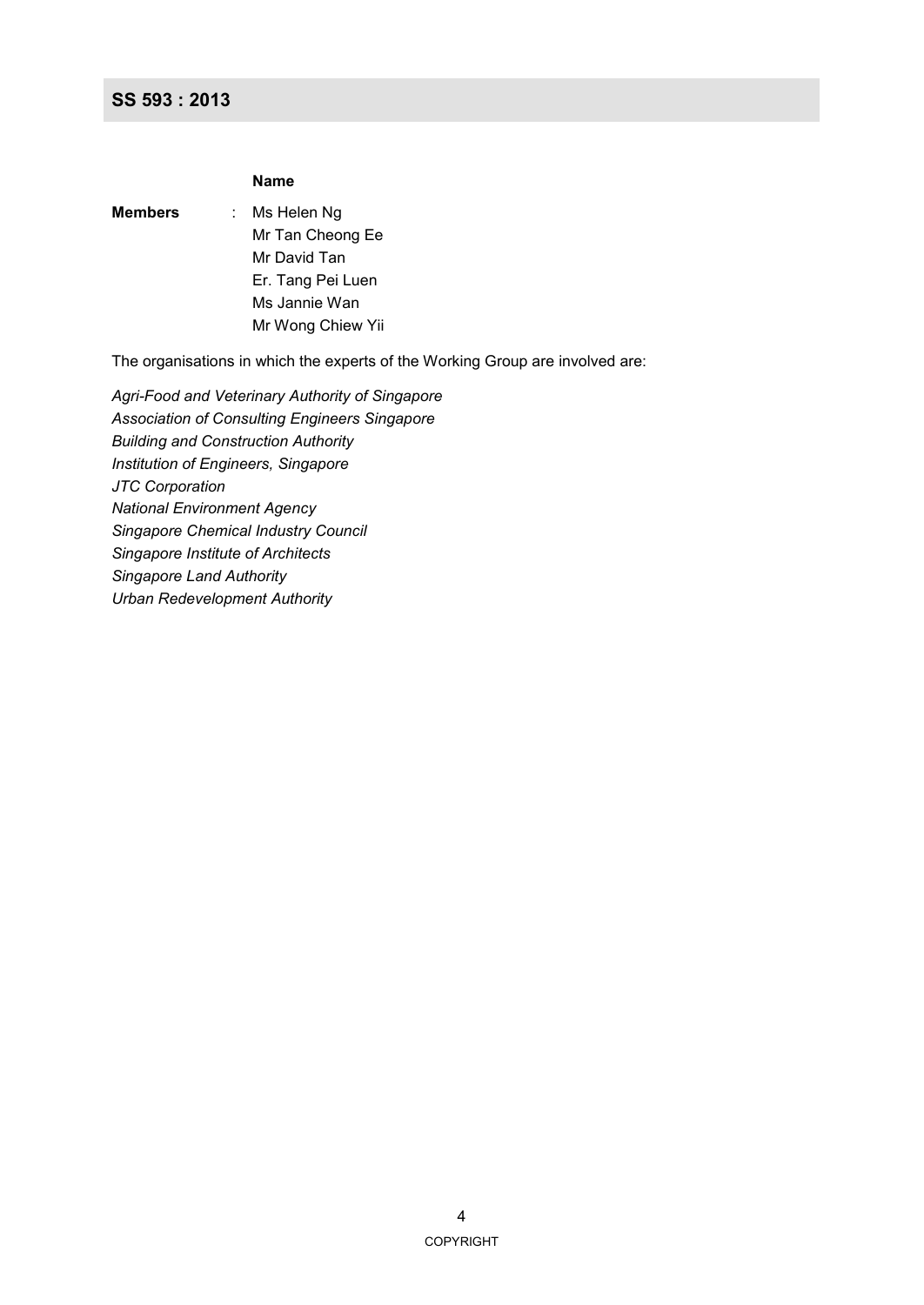| | | Name |
|---|---|---|
| **Members** | : | Ms Helen Ng |
| | | Mr Tan Cheong Ee |
| | | Mr David Tan |
| | | Er. Tang Pei Luen |
| | | Ms Jannie Wan |
| | | Mr Wong Chiew Yii |

The organisations in which the experts of the Working Group are involved are:

*Agri-Food and Veterinary Authority of Singapore*
*Association of Consulting Engineers Singapore*
*Building and Construction Authority*
*Institution of Engineers, Singapore*
*JTC Corporation*
*National Environment Agency*
*Singapore Chemical Industry Council*
*Singapore Institute of Architects*
*Singapore Land Authority*
*Urban Redevelopment Authority*

COPYRIGHT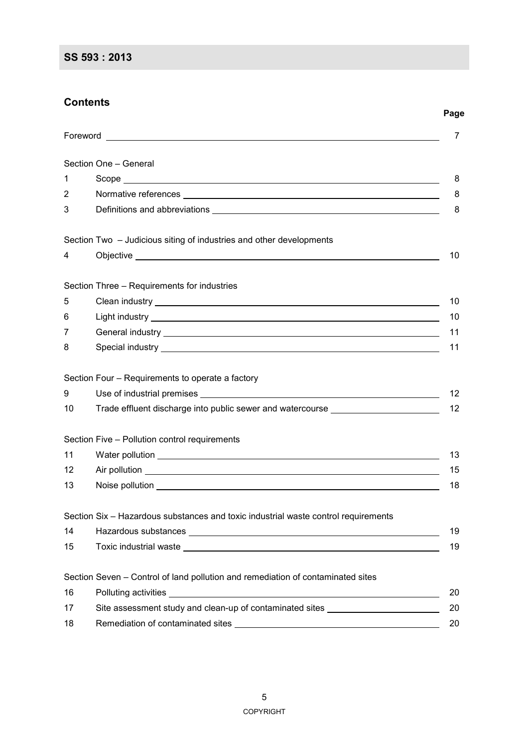# SS 593 : 2013

## Contents

| | | Page |
|---|---|---|
| Foreword | | 7 |
| | **Section One – General** | |
| 1 | Scope | 8 |
| 2 | Normative references | 8 |
| 3 | Definitions and abbreviations | 8 |
| | **Section Two – Judicious siting of industries and other developments** | |
| 4 | Objective | 10 |
| | **Section Three – Requirements for industries** | |
| 5 | Clean industry | 10 |
| 6 | Light industry | 10 |
| 7 | General industry | 11 |
| 8 | Special industry | 11 |
| | **Section Four – Requirements to operate a factory** | |
| 9 | Use of industrial premises | 12 |
| 10 | Trade effluent discharge into public sewer and watercourse | 12 |
| | **Section Five – Pollution control requirements** | |
| 11 | Water pollution | 13 |
| 12 | Air pollution | 15 |
| 13 | Noise pollution | 18 |
| | **Section Six – Hazardous substances and toxic industrial waste control requirements** | |
| 14 | Hazardous substances | 19 |
| 15 | Toxic industrial waste | 19 |
| | **Section Seven – Control of land pollution and remediation of contaminated sites** | |
| 16 | Polluting activities | 20 |
| 17 | Site assessment study and clean-up of contaminated sites | 20 |
| 18 | Remediation of contaminated sites | 20 |

COPYRIGHT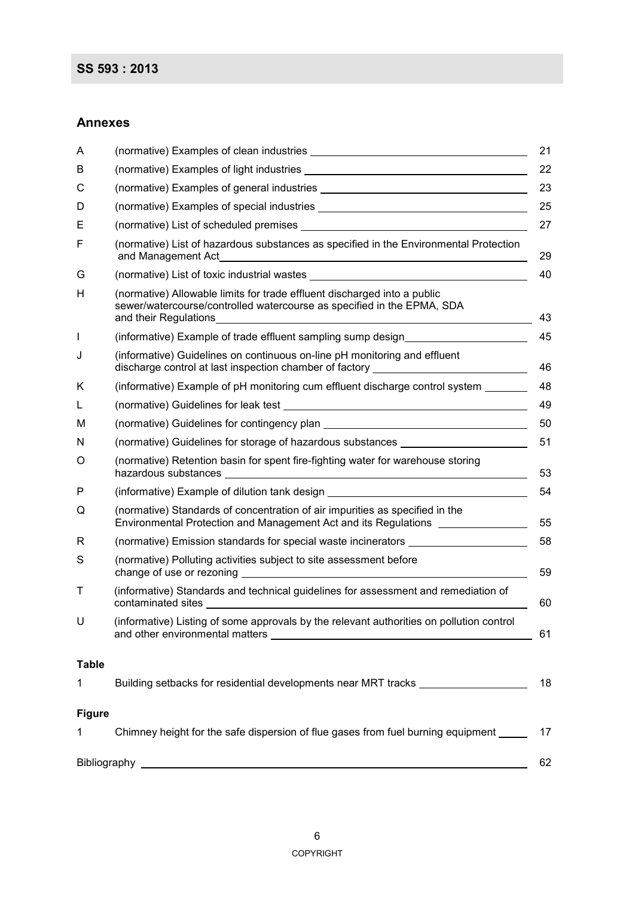## Annexes

| | | |
|---|---|---|
| A | (normative) Examples of clean industries | 21 |
| B | (normative) Examples of light industries | 22 |
| C | (normative) Examples of general industries | 23 |
| D | (normative) Examples of special industries | 25 |
| E | (normative) List of scheduled premises | 27 |
| F | (normative) List of hazardous substances as specified in the Environmental Protection and Management Act | 29 |
| G | (normative) List of toxic industrial wastes | 40 |
| H | (normative) Allowable limits for trade effluent discharged into a public sewer/watercourse/controlled watercourse as specified in the EPMA, SDA and their Regulations | 43 |
| I | (informative) Example of trade effluent sampling sump design | 45 |
| J | (informative) Guidelines on continuous on-line pH monitoring and effluent discharge control at last inspection chamber of factory | 46 |
| K | (informative) Example of pH monitoring cum effluent discharge control system | 48 |
| L | (normative) Guidelines for leak test | 49 |
| M | (normative) Guidelines for contingency plan | 50 |
| N | (normative) Guidelines for storage of hazardous substances | 51 |
| O | (normative) Retention basin for spent fire-fighting water for warehouse storing hazardous substances | 53 |
| P | (informative) Example of dilution tank design | 54 |
| Q | (normative) Standards of concentration of air impurities as specified in the Environmental Protection and Management Act and its Regulations | 55 |
| R | (normative) Emission standards for special waste incinerators | 58 |
| S | (normative) Polluting activities subject to site assessment before change of use or rezoning | 59 |
| T | (informative) Standards and technical guidelines for assessment and remediation of contaminated sites | 60 |
| U | (informative) Listing of some approvals by the relevant authorities on pollution control and other environmental matters | 61 |

**Table**

| | | |
|---|---|---|
| 1 | Building setbacks for residential developments near MRT tracks | 18 |

**Figure**

| | | |
|---|---|---|
| 1 | Chimney height for the safe dispersion of flue gases from fuel burning equipment | 17 |

Bibliography 62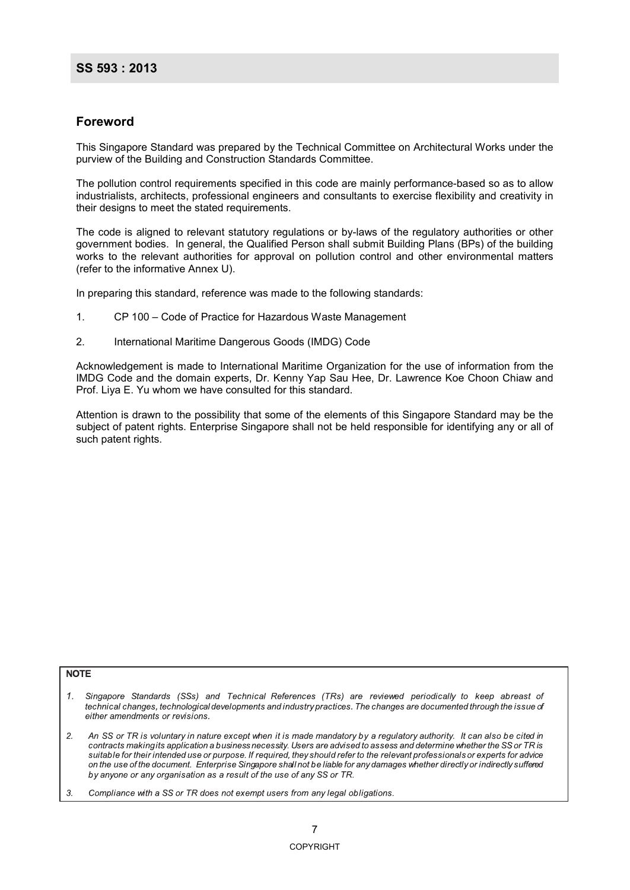## Foreword

This Singapore Standard was prepared by the Technical Committee on Architectural Works under the purview of the Building and Construction Standards Committee.

The pollution control requirements specified in this code are mainly performance-based so as to allow industrialists, architects, professional engineers and consultants to exercise flexibility and creativity in their designs to meet the stated requirements.

The code is aligned to relevant statutory regulations or by-laws of the regulatory authorities or other government bodies. In general, the Qualified Person shall submit Building Plans (BPs) of the building works to the relevant authorities for approval on pollution control and other environmental matters (refer to the informative Annex U).

In preparing this standard, reference was made to the following standards:

1. CP 100 – Code of Practice for Hazardous Waste Management
2. International Maritime Dangerous Goods (IMDG) Code

Acknowledgement is made to International Maritime Organization for the use of information from the IMDG Code and the domain experts, Dr. Kenny Yap Sau Hee, Dr. Lawrence Koe Choon Chiaw and Prof. Liya E. Yu whom we have consulted for this standard.

Attention is drawn to the possibility that some of the elements of this Singapore Standard may be the subject of patent rights. Enterprise Singapore shall not be held responsible for identifying any or all of such patent rights.

**NOTE**

1. *Singapore Standards (SSs) and Technical References (TRs) are reviewed periodically to keep abreast of technical changes, technological developments and industry practices. The changes are documented through the issue of either amendments or revisions.*
2. *An SS or TR is voluntary in nature except when it is made mandatory by a regulatory authority. It can also be cited in contracts making its application a business necessity. Users are advised to assess and determine whether the SS or TR is suitable for their intended use or purpose. If required, they should refer to the relevant professionals or experts for advice on the use of the document. Enterprise Singapore shall not be liable for any damages whether directly or indirectly suffered by anyone or any organisation as a result of the use of any SS or TR.*
3. *Compliance with a SS or TR does not exempt users from any legal obligations.*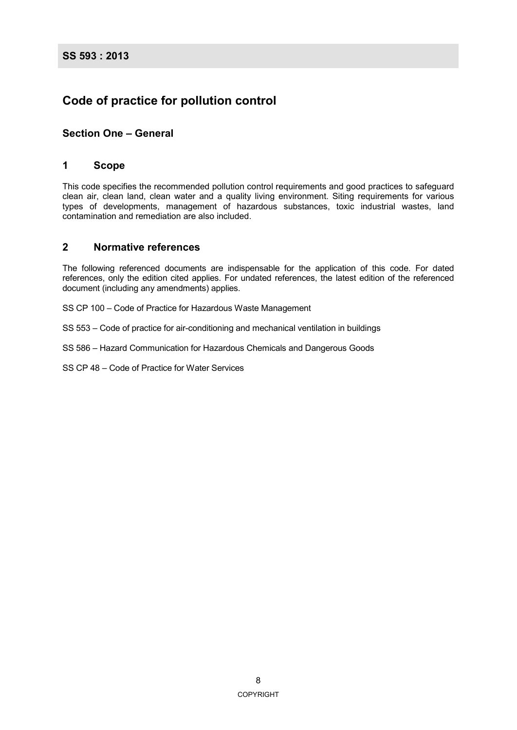# Code of practice for pollution control

## Section One – General

## 1 Scope

This code specifies the recommended pollution control requirements and good practices to safeguard clean air, clean land, clean water and a quality living environment. Siting requirements for various types of developments, management of hazardous substances, toxic industrial wastes, land contamination and remediation are also included.

## 2 Normative references

The following referenced documents are indispensable for the application of this code. For dated references, only the edition cited applies. For undated references, the latest edition of the referenced document (including any amendments) applies.

SS CP 100 – Code of Practice for Hazardous Waste Management

SS 553 – Code of practice for air-conditioning and mechanical ventilation in buildings

SS 586 – Hazard Communication for Hazardous Chemicals and Dangerous Goods

SS CP 48 – Code of Practice for Water Services